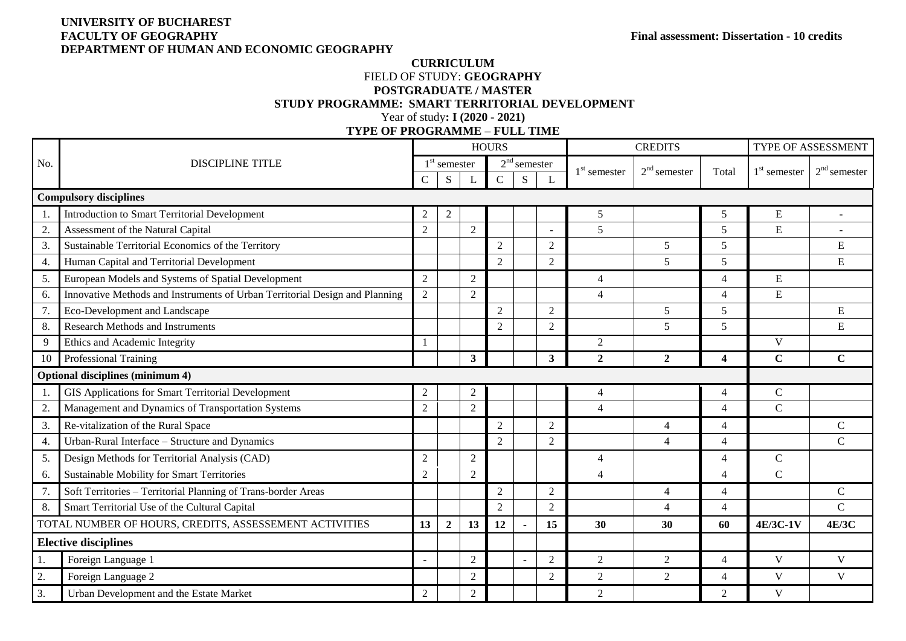**UNIVERSITY OF BUCHAREST**
**FACULTY OF GEOGRAPHY**
**DEPARTMENT OF HUMAN AND ECONOMIC GEOGRAPHY**

**Final assessment: Dissertation - 10 credits**

**CURRICULUM**

FIELD OF STUDY: **GEOGRAPHY**

**POSTGRADUATE / MASTER**

**STUDY PROGRAMME: SMART TERRITORIAL DEVELOPMENT**

Year of study**: I (2020 - 2021)**

**TYPE OF PROGRAMME – FULL TIME**

| No. | DISCIPLINE TITLE | HOURS | | | | | | CREDITS | | | TYPE OF ASSESSMENT | |
|---|---|---|---|---|---|---|---|---|---|---|---|---|
| | | 1st semester | | | 2nd semester | | | 1st semester | 2nd semester | Total | 1st semester | 2nd semester |
| | | C | S | L | C | S | L | | | | | |
| **Compulsory disciplines** | | | | | | | | | | | | |
| 1. | Introduction to Smart Territorial Development | 2 | 2 | | | | | 5 | | 5 | E | - |
| 2. | Assessment of the Natural Capital | 2 | | 2 | | | - | 5 | | 5 | E | - |
| 3. | Sustainable Territorial Economics of the Territory | | | | 2 | | 2 | | 5 | 5 | | E |
| 4. | Human Capital and Territorial Development | | | | 2 | | 2 | | 5 | 5 | | E |
| 5. | European Models and Systems of Spatial Development | 2 | | 2 | | | | 4 | | 4 | E | |
| 6. | Innovative Methods and Instruments of Urban Territorial Design and Planning | 2 | | 2 | | | | 4 | | 4 | E | |
| 7. | Eco-Development and Landscape | | | | 2 | | 2 | | 5 | 5 | | E |
| 8. | Research Methods and Instruments | | | | 2 | | 2 | | 5 | 5 | | E |
| 9 | Ethics and Academic Integrity | 1 | | | | | | 2 | | | V | |
| 10 | Professional Training | | | **3** | | | **3** | **2** | **2** | **4** | **C** | **C** |
| **Optional disciplines (minimum 4)** | | | | | | | | | | | | |
| 1. | GIS Applications for Smart Territorial Development | 2 | | 2 | | | | 4 | | 4 | C | |
| 2. | Management and Dynamics of Transportation Systems | 2 | | 2 | | | | 4 | | 4 | C | |
| 3. | Re-vitalization of the Rural Space | | | | 2 | | 2 | | 4 | 4 | | C |
| 4. | Urban-Rural Interface – Structure and Dynamics | | | | 2 | | 2 | | 4 | 4 | | C |
| 5. | Design Methods for Territorial Analysis (CAD) | 2 | | 2 | | | | 4 | | 4 | C | |
| 6. | Sustainable Mobility for Smart Territories | 2 | | 2 | | | | 4 | | 4 | C | |
| 7. | Soft Territories – Territorial Planning of Trans-border Areas | | | | 2 | | 2 | | 4 | 4 | | C |
| 8. | Smart Territorial Use of the Cultural Capital | | | | 2 | | 2 | | 4 | 4 | | C |
| TOTAL NUMBER OF HOURS, CREDITS, ASSESSEMENT ACTIVITIES | | **13** | **2** | **13** | **12** | **-** | **15** | **30** | **30** | **60** | **4E/3C-1V** | **4E/3C** |
| **Elective disciplines** | | | | | | | | | | | | |
| 1. | Foreign Language 1 | - | | 2 | | - | 2 | 2 | 2 | 4 | V | V |
| 2. | Foreign Language 2 | | | 2 | | | 2 | 2 | 2 | 4 | V | V |
| 3. | Urban Development and the Estate Market | 2 | | 2 | | | | 2 | | 2 | V | |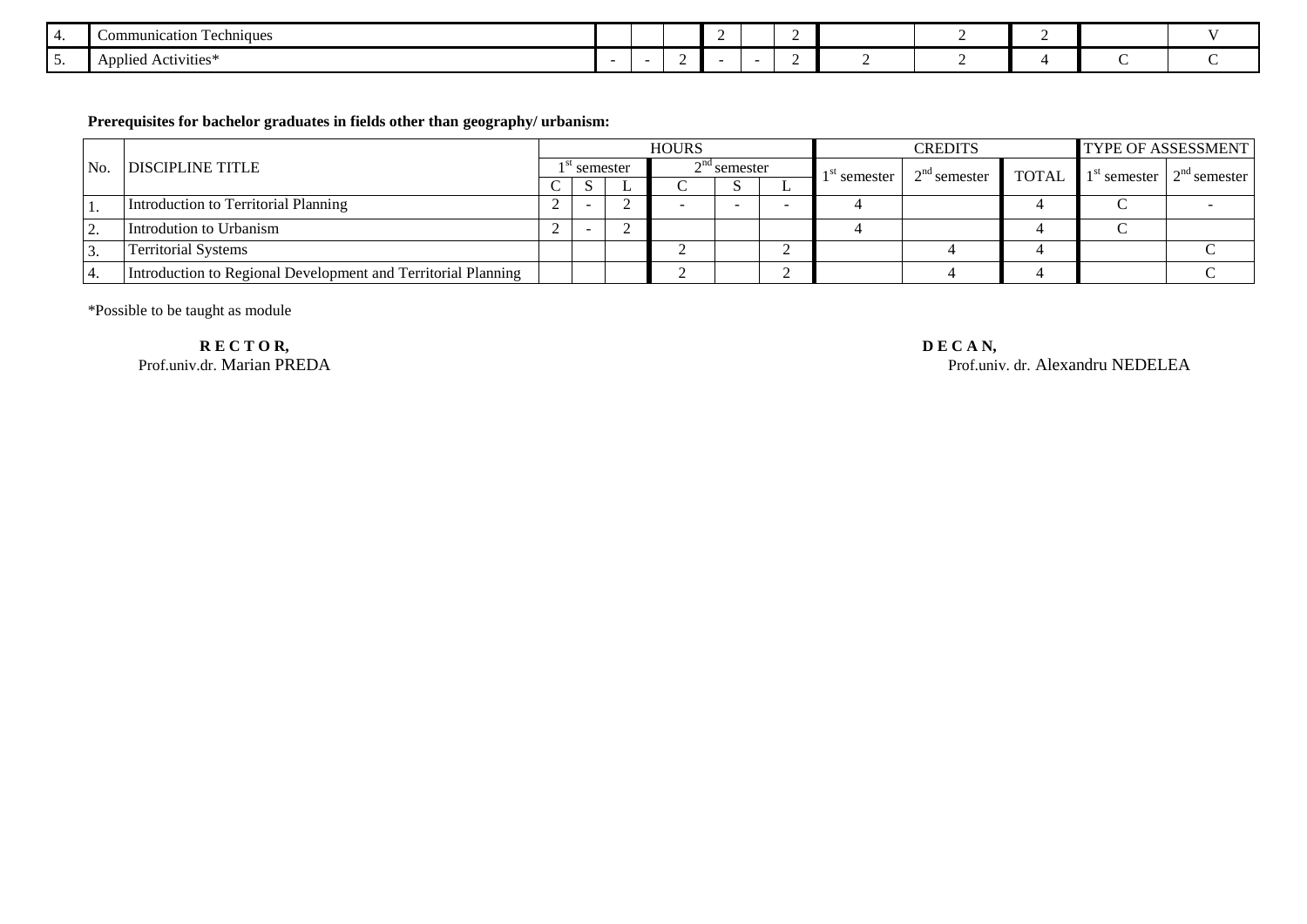| No. | DISCIPLINE TITLE | HOURS | | | | | | CREDITS | | | TYPE OF ASSESSMENT | |
|---|---|---|---|---|---|---|---|---|---|---|---|---|
| | | 1st semester | | | 2nd semester | | | 1st semester | 2nd semester | TOTAL | 1st semester | 2nd semester |
| | | C | S | L | C | S | L | | | | | |
| 4. | Communication Techniques | | | | 2 | | 2 | | 2 | 2 | | V |
| 5. | Applied Activities* | - | - | 2 | - | - | 2 | 2 | 2 | 4 | C | C |

**Prerequisites for bachelor graduates in fields other than geography/ urbanism:**

| No. | DISCIPLINE TITLE | HOURS | | | | | | CREDITS | | | TYPE OF ASSESSMENT | |
|---|---|---|---|---|---|---|---|---|---|---|---|---|
| | | 1st semester | | | 2nd semester | | | 1st semester | 2nd semester | TOTAL | 1st semester | 2nd semester |
| | | C | S | L | C | S | L | | | | | |
| 1. | Introduction to Territorial Planning | 2 | - | 2 | - | - | - | 4 | | 4 | C | - |
| 2. | Introdution to Urbanism | 2 | - | 2 | | | | 4 | | 4 | C | |
| 3. | Territorial Systems | | | | 2 | | 2 | | 4 | 4 | | C |
| 4. | Introduction to Regional Development and Territorial Planning | | | | 2 | | 2 | | 4 | 4 | | C |

*Possible to be taught as module

**R E C T O R,**
Prof.univ.dr. Marian PREDA

**D E C A N,**
Prof.univ. dr. Alexandru NEDELEA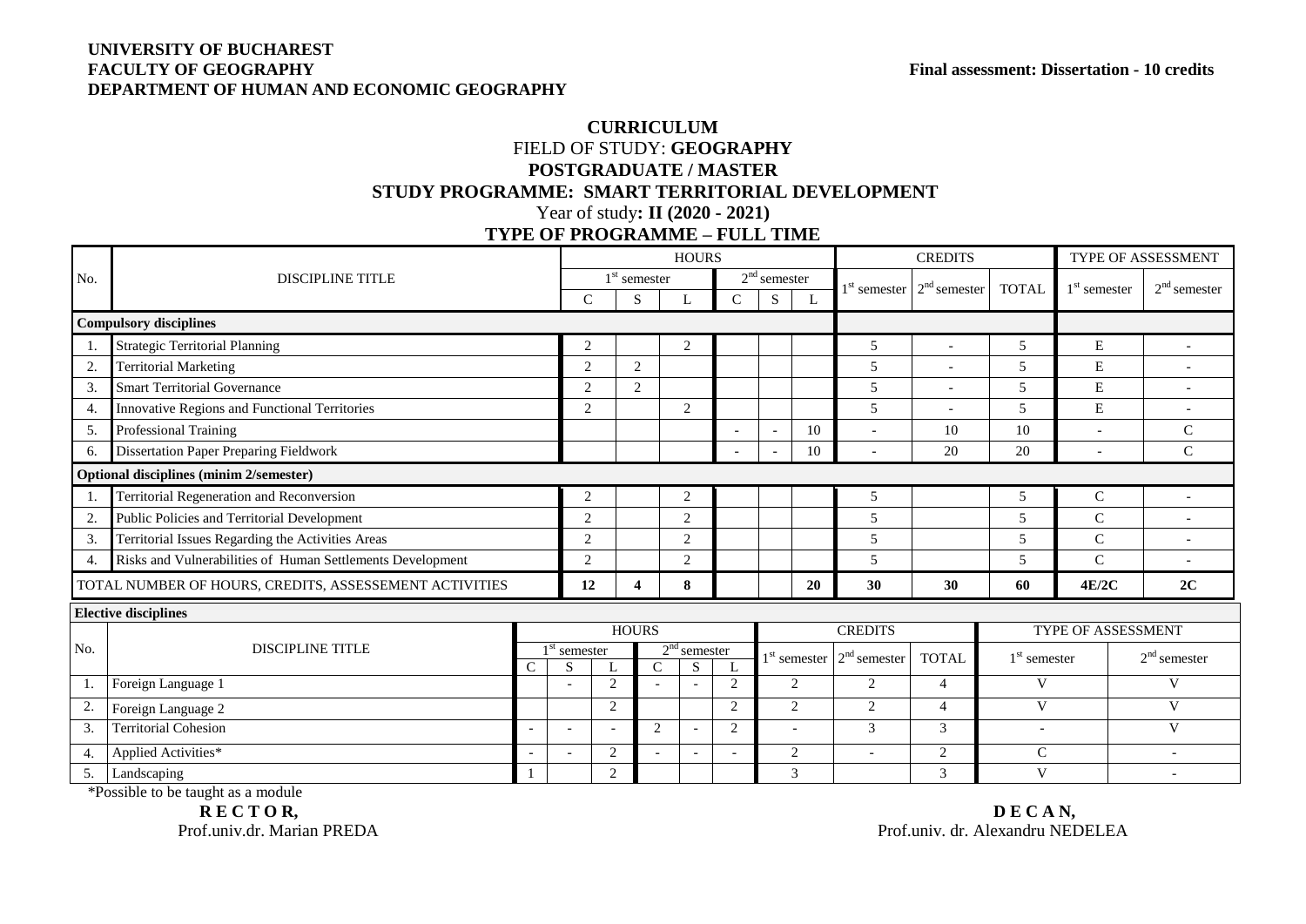**UNIVERSITY OF BUCHAREST**
**FACULTY OF GEOGRAPHY**
**DEPARTMENT OF HUMAN AND ECONOMIC GEOGRAPHY**

**Final assessment: Dissertation - 10 credits**

# CURRICULUM

## FIELD OF STUDY: **GEOGRAPHY**

## POSTGRADUATE / MASTER

## STUDY PROGRAMME: SMART TERRITORIAL DEVELOPMENT

Year of study**: II (2020 - 2021)**

## TYPE OF PROGRAMME – FULL TIME

| No. | DISCIPLINE TITLE | HOURS | | | | | | CREDITS | | | TYPE OF ASSESSMENT | |
|---|---|---|---|---|---|---|---|---|---|---|---|---|
| | | 1st semester | | | 2nd semester | | | 1st semester | 2nd semester | TOTAL | 1st semester | 2nd semester |
| | | C | S | L | C | S | L | | | | | |
| **Compulsory disciplines** | | | | | | | | | | | | |
| 1. | Strategic Territorial Planning | 2 | | 2 | | | | 5 | - | 5 | E | - |
| 2. | Territorial Marketing | 2 | 2 | | | | | 5 | - | 5 | E | - |
| 3. | Smart Territorial Governance | 2 | 2 | | | | | 5 | - | 5 | E | - |
| 4. | Innovative Regions and Functional Territories | 2 | | 2 | | | | 5 | - | 5 | E | - |
| 5. | Professional Training | | | | - | - | 10 | - | 10 | 10 | - | C |
| 6. | Dissertation Paper Preparing Fieldwork | | | | - | - | 10 | - | 20 | 20 | - | C |
| **Optional disciplines (minim 2/semester)** | | | | | | | | | | | | |
| 1. | Territorial Regeneration and Reconversion | 2 | | 2 | | | | 5 | | 5 | C | - |
| 2. | Public Policies and Territorial Development | 2 | | 2 | | | | 5 | | 5 | C | - |
| 3. | Territorial Issues Regarding the Activities Areas | 2 | | 2 | | | | 5 | | 5 | C | - |
| 4. | Risks and Vulnerabilities of Human Settlements Development | 2 | | 2 | | | | 5 | | 5 | C | - |
| TOTAL NUMBER OF HOURS, CREDITS, ASSESSEMENT ACTIVITIES | | **12** | **4** | **8** | | | **20** | **30** | **30** | **60** | **4E/2C** | **2C** |

**Elective disciplines**

| No. | DISCIPLINE TITLE | HOURS | | | | | | CREDITS | | | TYPE OF ASSESSMENT | |
|---|---|---|---|---|---|---|---|---|---|---|---|---|
| | | 1st semester | | | 2nd semester | | | 1st semester | 2nd semester | TOTAL | 1st semester | 2nd semester |
| | | C | S | L | C | S | L | | | | | |
| 1. | Foreign Language 1 | | - | 2 | - | - | 2 | 2 | 2 | 4 | V | V |
| 2. | Foreign Language 2 | | | 2 | | | 2 | 2 | 2 | 4 | V | V |
| 3. | Territorial Cohesion | - | - | - | 2 | - | 2 | - | 3 | 3 | - | V |
| 4. | Applied Activities* | - | - | 2 | - | - | - | 2 | - | 2 | C | - |
| 5. | Landscaping | 1 | | 2 | | | | 3 | | 3 | V | - |

*Possible to be taught as a module

**R E C T O R,**
Prof.univ.dr. Marian PREDA

**D E C A N,**
Prof.univ. dr. Alexandru NEDELEA